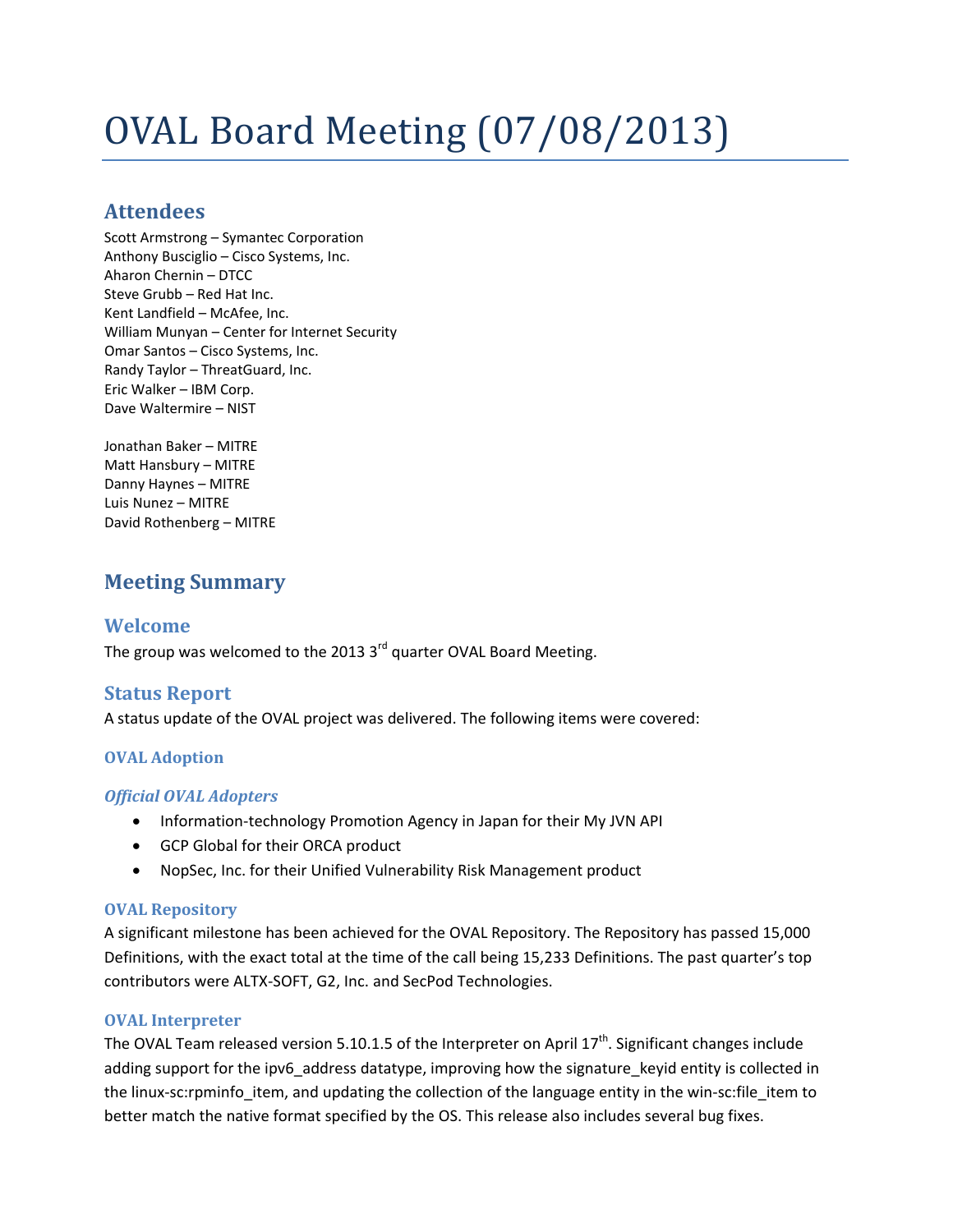# OVAL Board Meeting (07/08/2013)

## Attendees

Scott Armstrong – Symantec Corporation
Anthony Busciglio – Cisco Systems, Inc.
Aharon Chernin – DTCC
Steve Grubb – Red Hat Inc.
Kent Landfield – McAfee, Inc.
William Munyan – Center for Internet Security
Omar Santos – Cisco Systems, Inc.
Randy Taylor – ThreatGuard, Inc.
Eric Walker – IBM Corp.
Dave Waltermire – NIST

Jonathan Baker – MITRE
Matt Hansbury – MITRE
Danny Haynes – MITRE
Luis Nunez – MITRE
David Rothenberg – MITRE

## Meeting Summary

## Welcome

The group was welcomed to the 2013 3rd quarter OVAL Board Meeting.

## Status Report

A status update of the OVAL project was delivered. The following items were covered:

### OVAL Adoption

#### *Official OVAL Adopters*

- Information-technology Promotion Agency in Japan for their My JVN API
- GCP Global for their ORCA product
- NopSec, Inc. for their Unified Vulnerability Risk Management product

### OVAL Repository

A significant milestone has been achieved for the OVAL Repository. The Repository has passed 15,000 Definitions, with the exact total at the time of the call being 15,233 Definitions. The past quarter's top contributors were ALTX-SOFT, G2, Inc. and SecPod Technologies.

### OVAL Interpreter

The OVAL Team released version 5.10.1.5 of the Interpreter on April 17th. Significant changes include adding support for the ipv6_address datatype, improving how the signature_keyid entity is collected in the linux-sc:rpminfo_item, and updating the collection of the language entity in the win-sc:file_item to better match the native format specified by the OS. This release also includes several bug fixes.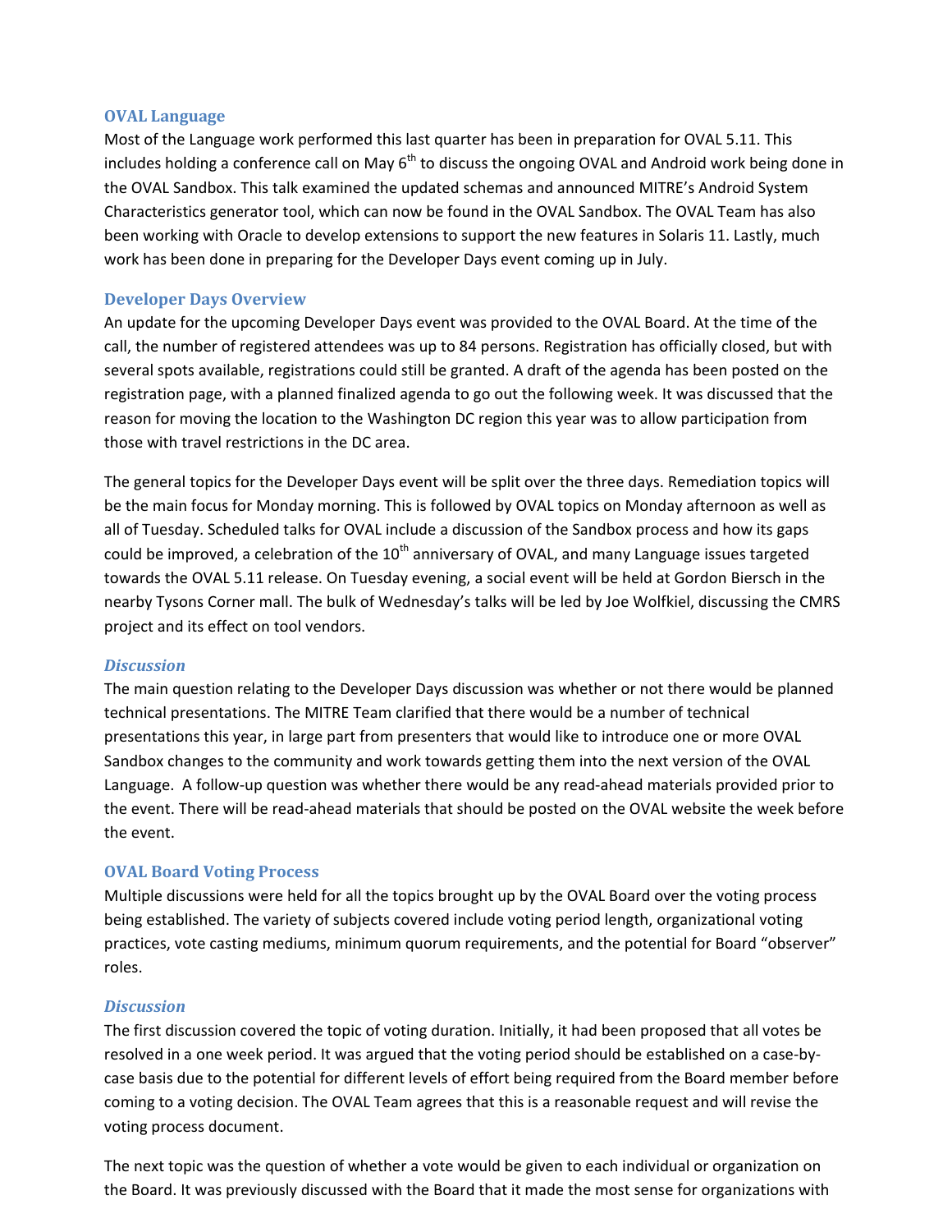## OVAL Language

Most of the Language work performed this last quarter has been in preparation for OVAL 5.11. This includes holding a conference call on May 6th to discuss the ongoing OVAL and Android work being done in the OVAL Sandbox. This talk examined the updated schemas and announced MITRE's Android System Characteristics generator tool, which can now be found in the OVAL Sandbox. The OVAL Team has also been working with Oracle to develop extensions to support the new features in Solaris 11. Lastly, much work has been done in preparing for the Developer Days event coming up in July.

## Developer Days Overview

An update for the upcoming Developer Days event was provided to the OVAL Board. At the time of the call, the number of registered attendees was up to 84 persons. Registration has officially closed, but with several spots available, registrations could still be granted. A draft of the agenda has been posted on the registration page, with a planned finalized agenda to go out the following week. It was discussed that the reason for moving the location to the Washington DC region this year was to allow participation from those with travel restrictions in the DC area.

The general topics for the Developer Days event will be split over the three days. Remediation topics will be the main focus for Monday morning. This is followed by OVAL topics on Monday afternoon as well as all of Tuesday. Scheduled talks for OVAL include a discussion of the Sandbox process and how its gaps could be improved, a celebration of the 10th anniversary of OVAL, and many Language issues targeted towards the OVAL 5.11 release. On Tuesday evening, a social event will be held at Gordon Biersch in the nearby Tysons Corner mall. The bulk of Wednesday's talks will be led by Joe Wolfkiel, discussing the CMRS project and its effect on tool vendors.

### *Discussion*

The main question relating to the Developer Days discussion was whether or not there would be planned technical presentations. The MITRE Team clarified that there would be a number of technical presentations this year, in large part from presenters that would like to introduce one or more OVAL Sandbox changes to the community and work towards getting them into the next version of the OVAL Language. A follow-up question was whether there would be any read-ahead materials provided prior to the event. There will be read-ahead materials that should be posted on the OVAL website the week before the event.

## OVAL Board Voting Process

Multiple discussions were held for all the topics brought up by the OVAL Board over the voting process being established. The variety of subjects covered include voting period length, organizational voting practices, vote casting mediums, minimum quorum requirements, and the potential for Board "observer" roles.

### *Discussion*

The first discussion covered the topic of voting duration. Initially, it had been proposed that all votes be resolved in a one week period. It was argued that the voting period should be established on a case-by-case basis due to the potential for different levels of effort being required from the Board member before coming to a voting decision. The OVAL Team agrees that this is a reasonable request and will revise the voting process document.

The next topic was the question of whether a vote would be given to each individual or organization on the Board. It was previously discussed with the Board that it made the most sense for organizations with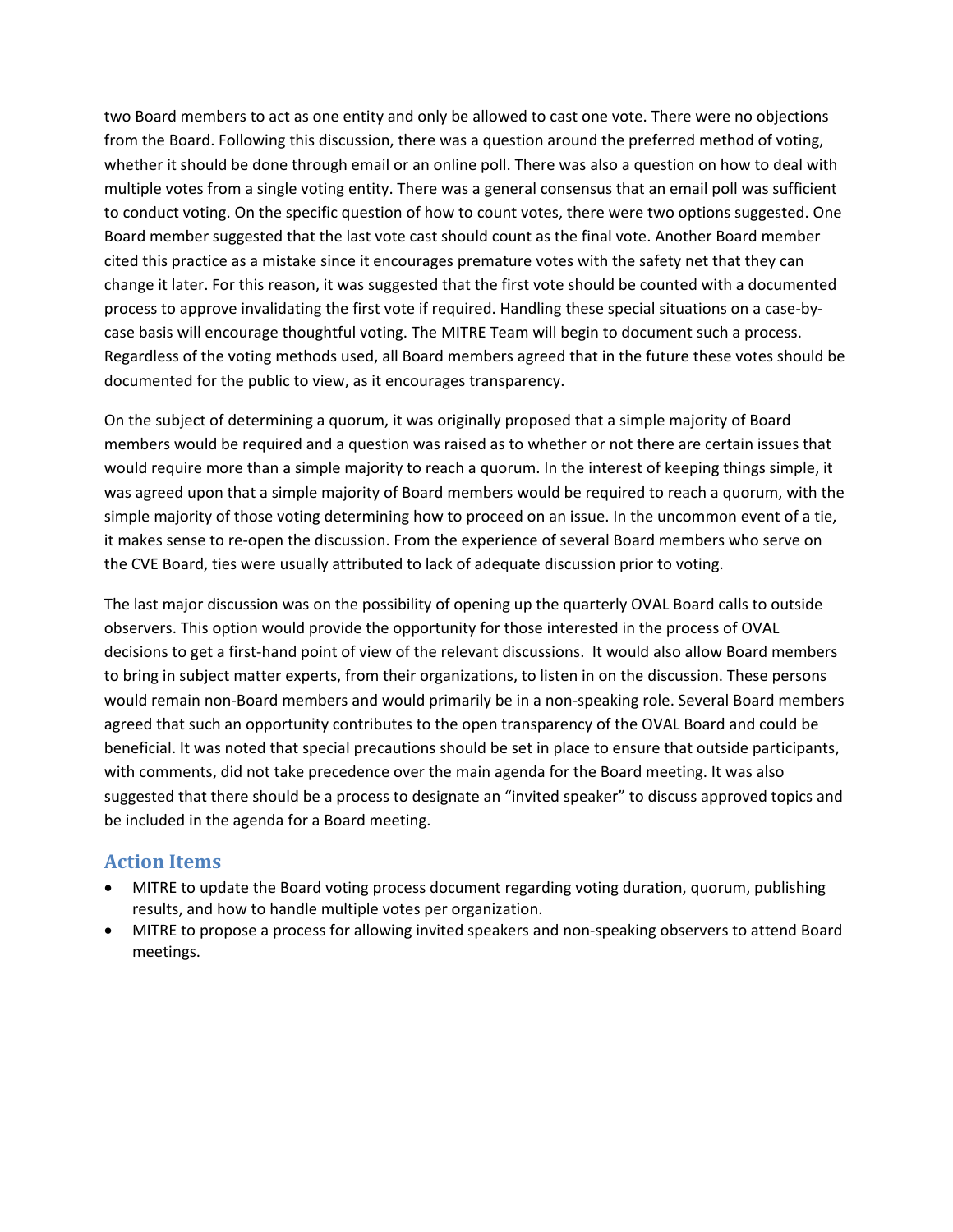two Board members to act as one entity and only be allowed to cast one vote. There were no objections from the Board. Following this discussion, there was a question around the preferred method of voting, whether it should be done through email or an online poll. There was also a question on how to deal with multiple votes from a single voting entity. There was a general consensus that an email poll was sufficient to conduct voting. On the specific question of how to count votes, there were two options suggested. One Board member suggested that the last vote cast should count as the final vote. Another Board member cited this practice as a mistake since it encourages premature votes with the safety net that they can change it later. For this reason, it was suggested that the first vote should be counted with a documented process to approve invalidating the first vote if required. Handling these special situations on a case-by-case basis will encourage thoughtful voting. The MITRE Team will begin to document such a process. Regardless of the voting methods used, all Board members agreed that in the future these votes should be documented for the public to view, as it encourages transparency.

On the subject of determining a quorum, it was originally proposed that a simple majority of Board members would be required and a question was raised as to whether or not there are certain issues that would require more than a simple majority to reach a quorum. In the interest of keeping things simple, it was agreed upon that a simple majority of Board members would be required to reach a quorum, with the simple majority of those voting determining how to proceed on an issue. In the uncommon event of a tie, it makes sense to re-open the discussion. From the experience of several Board members who serve on the CVE Board, ties were usually attributed to lack of adequate discussion prior to voting.

The last major discussion was on the possibility of opening up the quarterly OVAL Board calls to outside observers. This option would provide the opportunity for those interested in the process of OVAL decisions to get a first-hand point of view of the relevant discussions. It would also allow Board members to bring in subject matter experts, from their organizations, to listen in on the discussion. These persons would remain non-Board members and would primarily be in a non-speaking role. Several Board members agreed that such an opportunity contributes to the open transparency of the OVAL Board and could be beneficial. It was noted that special precautions should be set in place to ensure that outside participants, with comments, did not take precedence over the main agenda for the Board meeting. It was also suggested that there should be a process to designate an "invited speaker" to discuss approved topics and be included in the agenda for a Board meeting.

## Action Items

- MITRE to update the Board voting process document regarding voting duration, quorum, publishing results, and how to handle multiple votes per organization.
- MITRE to propose a process for allowing invited speakers and non-speaking observers to attend Board meetings.